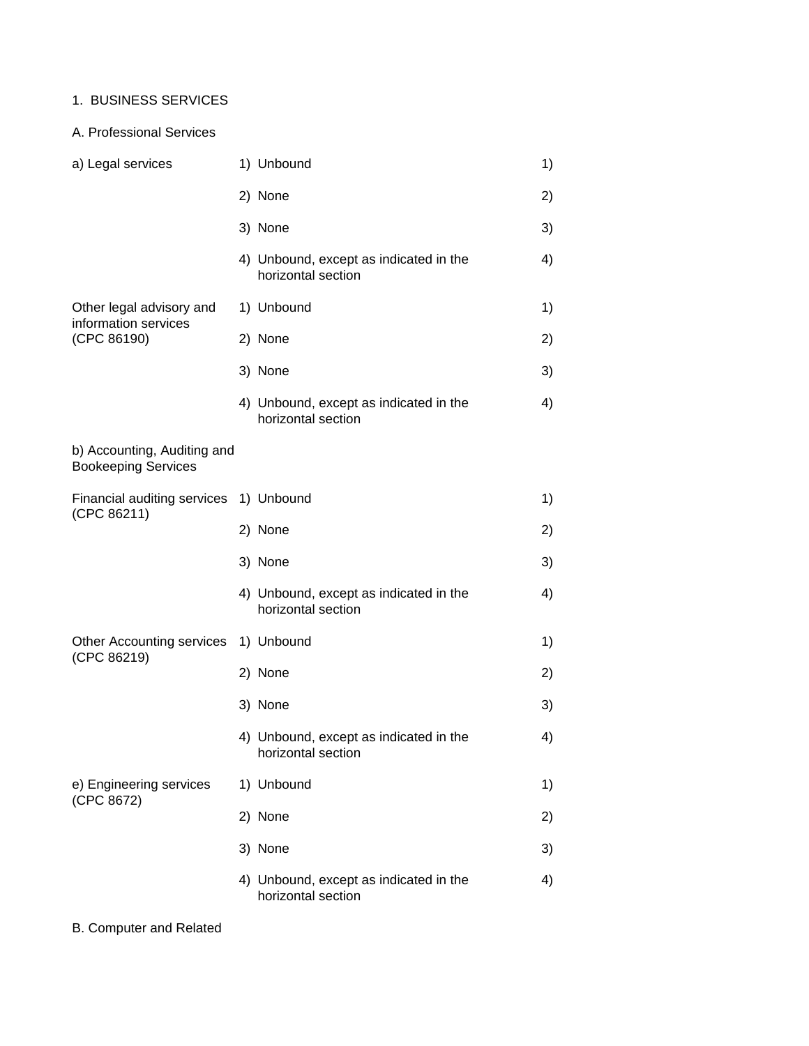1. BUSINESS SERVICES

A. Professional Services

| | | |
|---|---|---|
| a) Legal services | 1) Unbound | 1) |
| | 2) None | 2) |
| | 3) None | 3) |
| | 4) Unbound, except as indicated in the horizontal section | 4) |
| Other legal advisory and information services (CPC 86190) | 1) Unbound | 1) |
| | 2) None | 2) |
| | 3) None | 3) |
| | 4) Unbound, except as indicated in the horizontal section | 4) |
| b) Accounting, Auditing and Bookeeping Services | | |
| Financial auditing services (CPC 86211) | 1) Unbound | 1) |
| | 2) None | 2) |
| | 3) None | 3) |
| | 4) Unbound, except as indicated in the horizontal section | 4) |
| Other Accounting services (CPC 86219) | 1) Unbound | 1) |
| | 2) None | 2) |
| | 3) None | 3) |
| | 4) Unbound, except as indicated in the horizontal section | 4) |
| e) Engineering services (CPC 8672) | 1) Unbound | 1) |
| | 2) None | 2) |
| | 3) None | 3) |
| | 4) Unbound, except as indicated in the horizontal section | 4) |

B. Computer and Related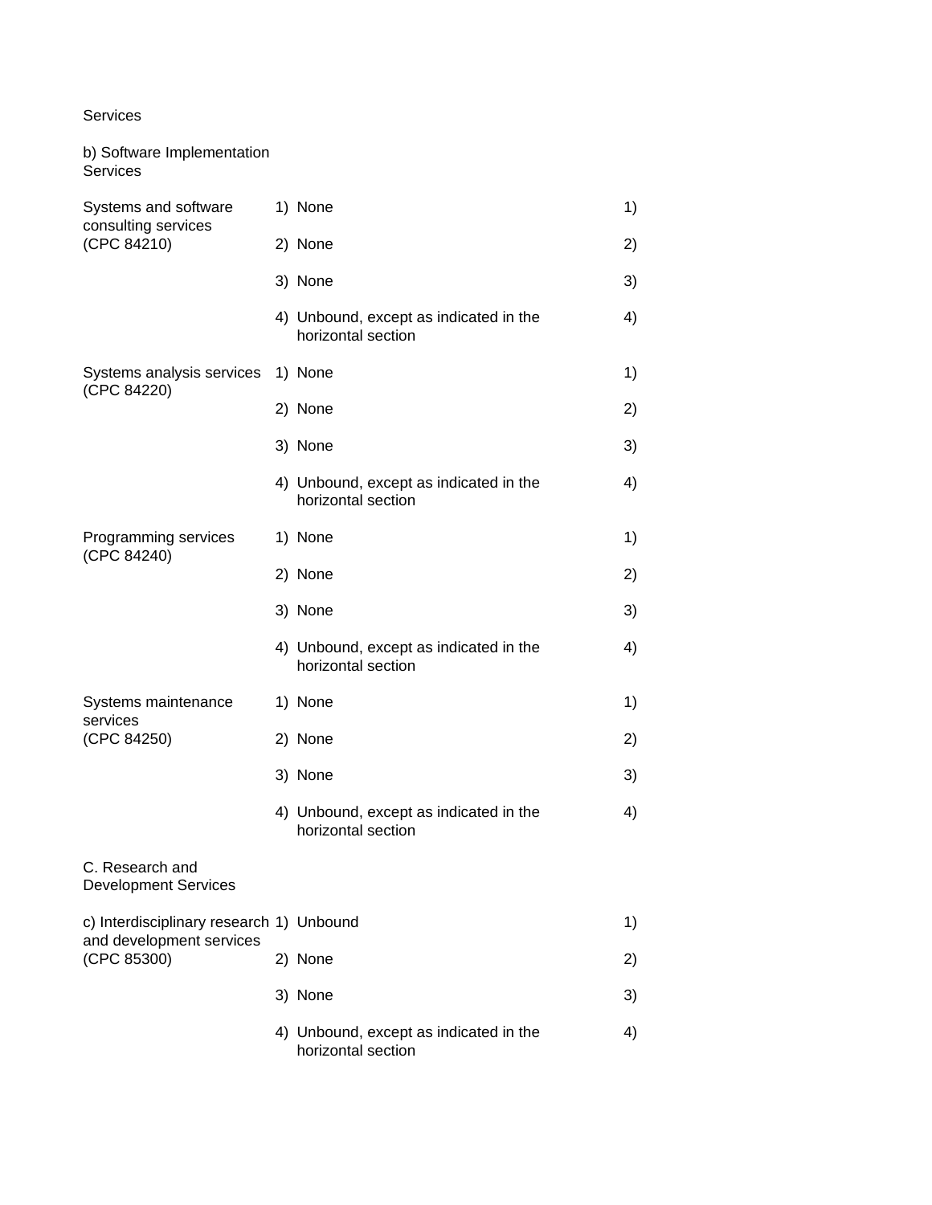| Sector or sub-sector | Limitations on market access | Limitations on national treatment |
|---|---|---|
| Services | | |
| b) Software Implementation Services | | |
| Systems and software consulting services (CPC 84210) | 1) None<br>2) None<br>3) None<br>4) Unbound, except as indicated in the horizontal section | 1)<br>2)<br>3)<br>4) |
| Systems analysis services (CPC 84220) | 1) None<br>2) None<br>3) None<br>4) Unbound, except as indicated in the horizontal section | 1)<br>2)<br>3)<br>4) |
| Programming services (CPC 84240) | 1) None<br>2) None<br>3) None<br>4) Unbound, except as indicated in the horizontal section | 1)<br>2)<br>3)<br>4) |
| Systems maintenance services (CPC 84250) | 1) None<br>2) None<br>3) None<br>4) Unbound, except as indicated in the horizontal section | 1)<br>2)<br>3)<br>4) |
| C. Research and Development Services | | |
| c) Interdisciplinary research and development services (CPC 85300) | 1) Unbound<br>2) None<br>3) None<br>4) Unbound, except as indicated in the horizontal section | 1)<br>2)<br>3)<br>4) |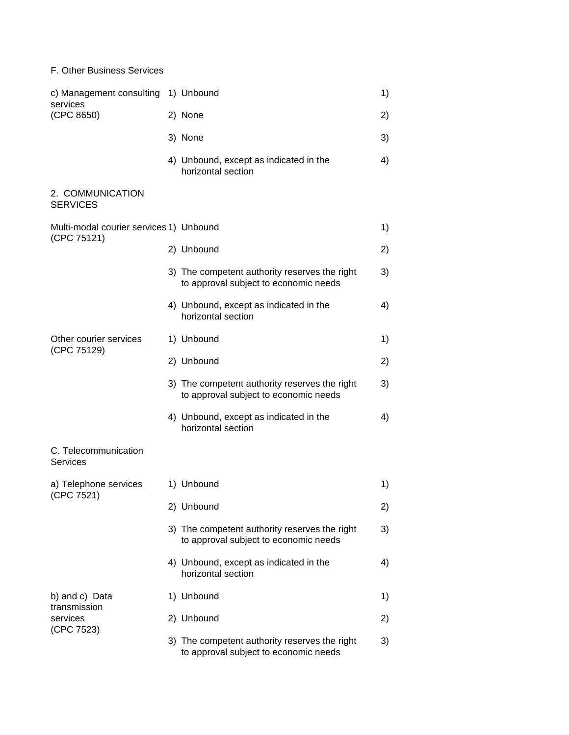| | | |
|---|---|---|
| F. Other Business Services | | |
| c) Management consulting services (CPC 8650) | 1) Unbound | 1) |
| | 2) None | 2) |
| | 3) None | 3) |
| | 4) Unbound, except as indicated in the horizontal section | 4) |
| 2. COMMUNICATION SERVICES | | |
| Multi-modal courier services (CPC 75121) | 1) Unbound | 1) |
| | 2) Unbound | 2) |
| | 3) The competent authority reserves the right to approval subject to economic needs | 3) |
| | 4) Unbound, except as indicated in the horizontal section | 4) |
| Other courier services (CPC 75129) | 1) Unbound | 1) |
| | 2) Unbound | 2) |
| | 3) The competent authority reserves the right to approval subject to economic needs | 3) |
| | 4) Unbound, except as indicated in the horizontal section | 4) |
| C. Telecommunication Services | | |
| a) Telephone services (CPC 7521) | 1) Unbound | 1) |
| | 2) Unbound | 2) |
| | 3) The competent authority reserves the right to approval subject to economic needs | 3) |
| | 4) Unbound, except as indicated in the horizontal section | 4) |
| b) and c) Data transmission services (CPC 7523) | 1) Unbound | 1) |
| | 2) Unbound | 2) |
| | 3) The competent authority reserves the right to approval subject to economic needs | 3) |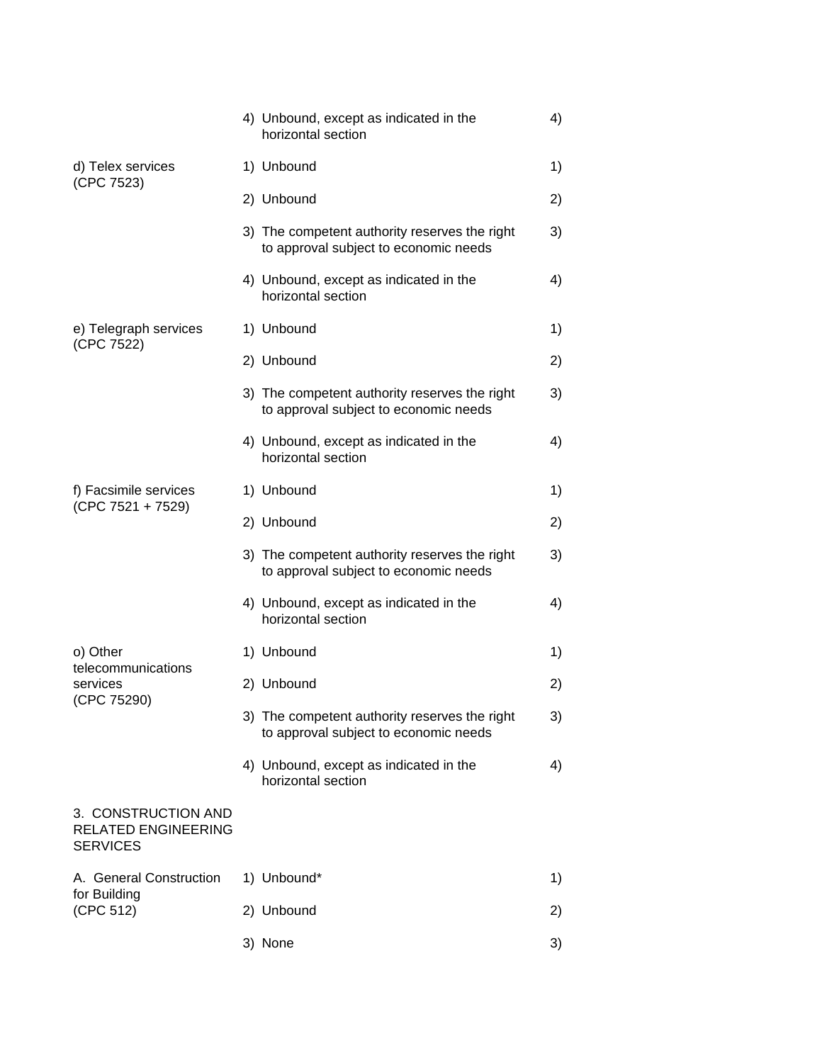| | | |
|---|---|---|
| | 4) Unbound, except as indicated in the horizontal section | 4) |
| d) Telex services (CPC 7523) | 1) Unbound | 1) |
| | 2) Unbound | 2) |
| | 3) The competent authority reserves the right to approval subject to economic needs | 3) |
| | 4) Unbound, except as indicated in the horizontal section | 4) |
| e) Telegraph services (CPC 7522) | 1) Unbound | 1) |
| | 2) Unbound | 2) |
| | 3) The competent authority reserves the right to approval subject to economic needs | 3) |
| | 4) Unbound, except as indicated in the horizontal section | 4) |
| f) Facsimile services (CPC 7521 + 7529) | 1) Unbound | 1) |
| | 2) Unbound | 2) |
| | 3) The competent authority reserves the right to approval subject to economic needs | 3) |
| | 4) Unbound, except as indicated in the horizontal section | 4) |
| o) Other telecommunications services (CPC 75290) | 1) Unbound | 1) |
| | 2) Unbound | 2) |
| | 3) The competent authority reserves the right to approval subject to economic needs | 3) |
| | 4) Unbound, except as indicated in the horizontal section | 4) |
| 3. CONSTRUCTION AND RELATED ENGINEERING SERVICES | | |
| A. General Construction for Building (CPC 512) | 1) Unbound* | 1) |
| | 2) Unbound | 2) |
| | 3) None | 3) |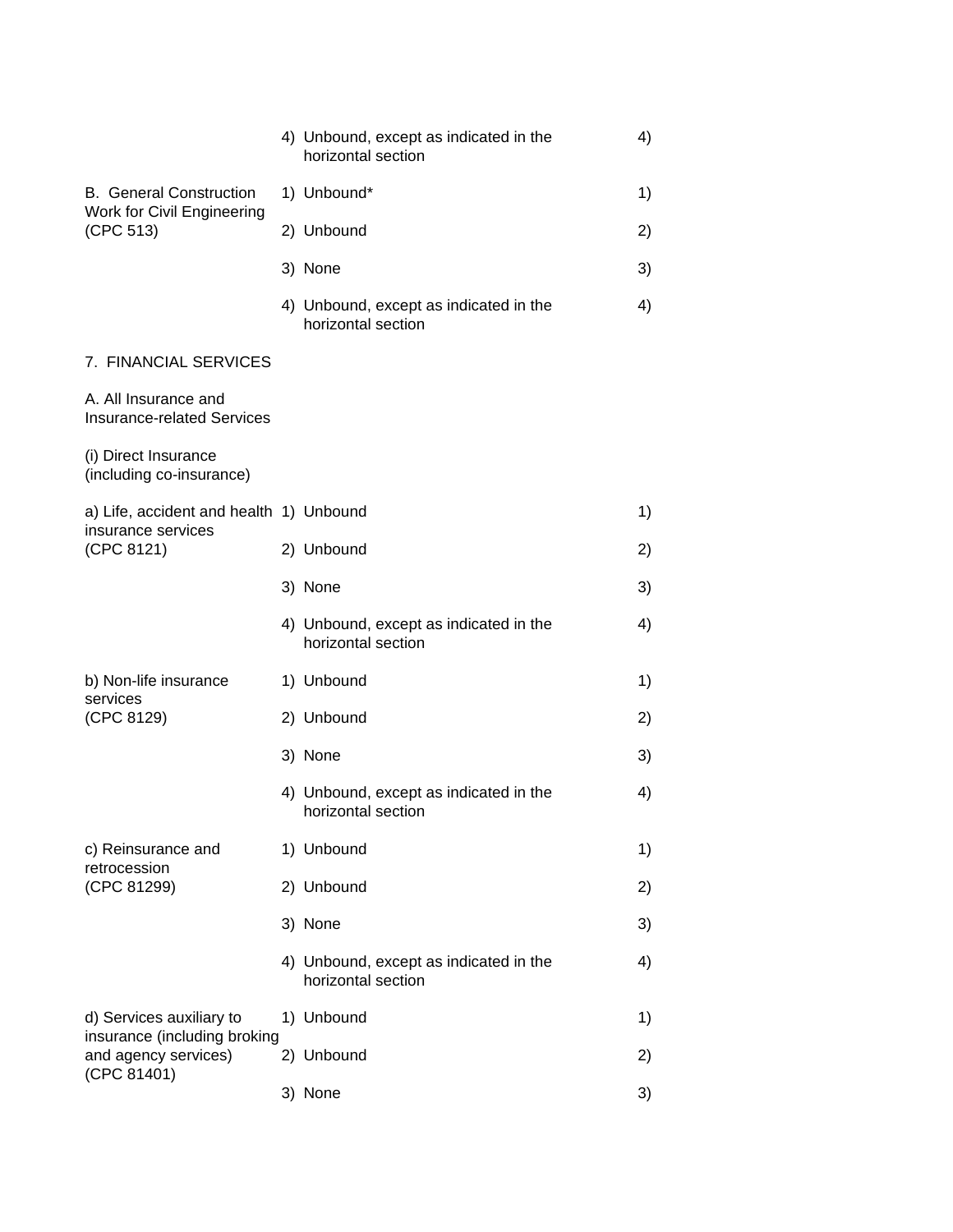| | | |
|---|---|---|
| | 4) Unbound, except as indicated in the horizontal section | 4) |
| B. General Construction Work for Civil Engineering (CPC 513) | 1) Unbound* | 1) |
| | 2) Unbound | 2) |
| | 3) None | 3) |
| | 4) Unbound, except as indicated in the horizontal section | 4) |
| 7. FINANCIAL SERVICES | | |
| A. All Insurance and Insurance-related Services | | |
| (i) Direct Insurance (including co-insurance) | | |
| a) Life, accident and health insurance services (CPC 8121) | 1) Unbound | 1) |
| | 2) Unbound | 2) |
| | 3) None | 3) |
| | 4) Unbound, except as indicated in the horizontal section | 4) |
| b) Non-life insurance services (CPC 8129) | 1) Unbound | 1) |
| | 2) Unbound | 2) |
| | 3) None | 3) |
| | 4) Unbound, except as indicated in the horizontal section | 4) |
| c) Reinsurance and retrocession (CPC 81299) | 1) Unbound | 1) |
| | 2) Unbound | 2) |
| | 3) None | 3) |
| | 4) Unbound, except as indicated in the horizontal section | 4) |
| d) Services auxiliary to insurance (including broking and agency services) (CPC 81401) | 1) Unbound | 1) |
| | 2) Unbound | 2) |
| | 3) None | 3) |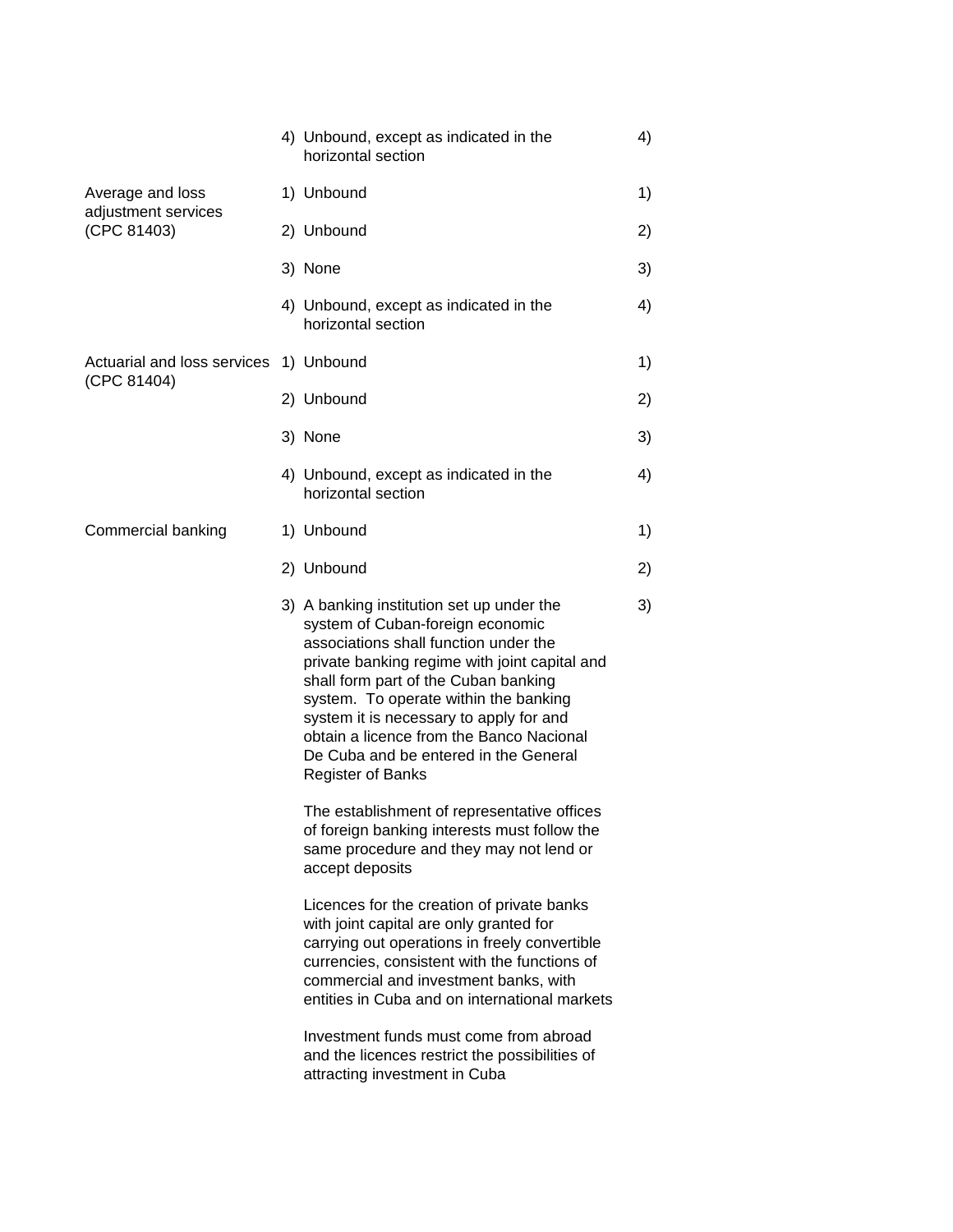| | | |
|---|---|---|
| | 4) Unbound, except as indicated in the horizontal section | 4) |
| Average and loss adjustment services (CPC 81403) | 1) Unbound | 1) |
| | 2) Unbound | 2) |
| | 3) None | 3) |
| | 4) Unbound, except as indicated in the horizontal section | 4) |
| Actuarial and loss services (CPC 81404) | 1) Unbound | 1) |
| | 2) Unbound | 2) |
| | 3) None | 3) |
| | 4) Unbound, except as indicated in the horizontal section | 4) |
| Commercial banking | 1) Unbound | 1) |
| | 2) Unbound | 2) |
| | 3) A banking institution set up under the system of Cuban-foreign economic associations shall function under the private banking regime with joint capital and shall form part of the Cuban banking system. To operate within the banking system it is necessary to apply for and obtain a licence from the Banco Nacional De Cuba and be entered in the General Register of Banks<br><br>The establishment of representative offices of foreign banking interests must follow the same procedure and they may not lend or accept deposits<br><br>Licences for the creation of private banks with joint capital are only granted for carrying out operations in freely convertible currencies, consistent with the functions of commercial and investment banks, with entities in Cuba and on international markets<br><br>Investment funds must come from abroad and the licences restrict the possibilities of attracting investment in Cuba | 3) |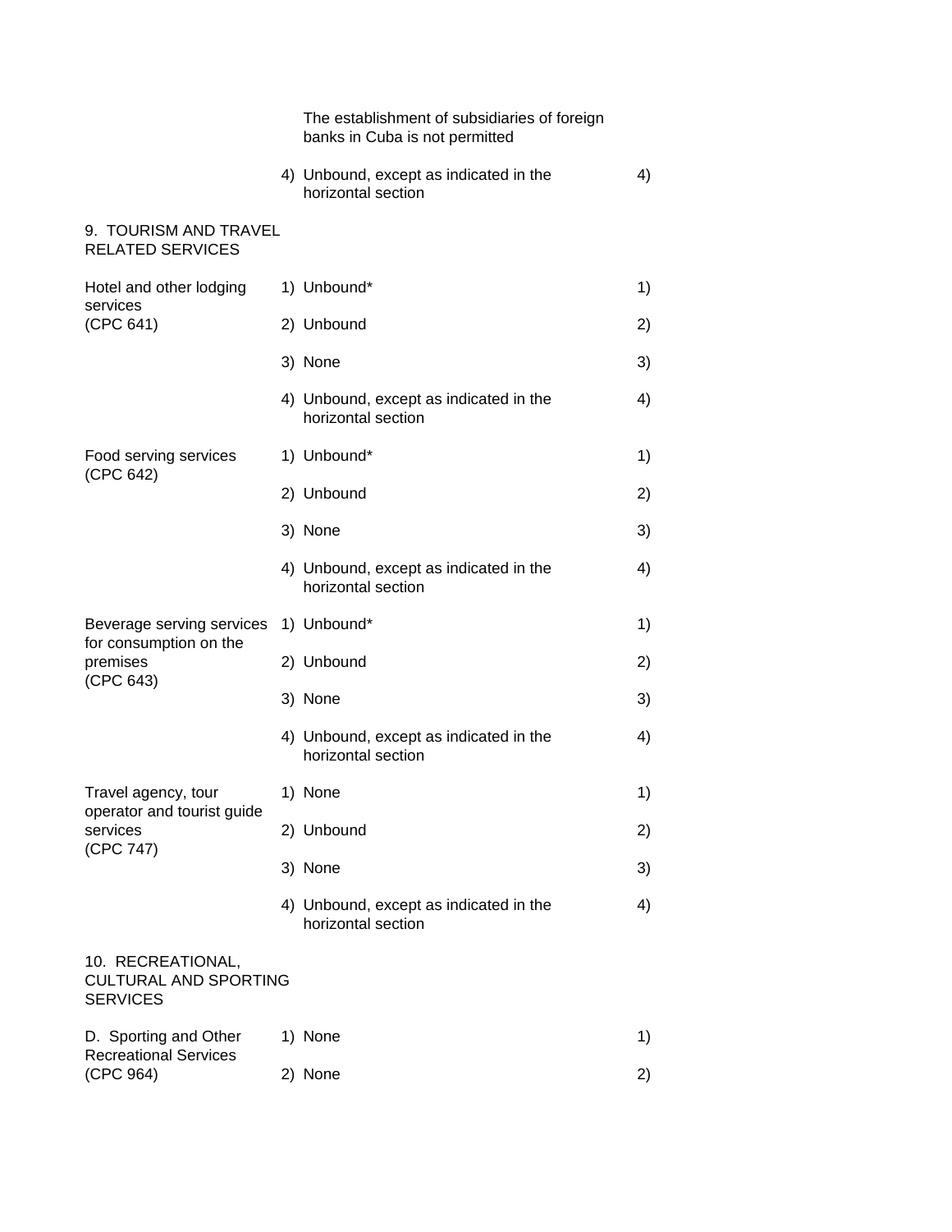| | | |
|---|---|---|
| | The establishment of subsidiaries of foreign banks in Cuba is not permitted | |
| | 4) Unbound, except as indicated in the horizontal section | 4) |
| 9. TOURISM AND TRAVEL RELATED SERVICES | | |
| Hotel and other lodging services (CPC 641) | 1) Unbound* | 1) |
| | 2) Unbound | 2) |
| | 3) None | 3) |
| | 4) Unbound, except as indicated in the horizontal section | 4) |
| Food serving services (CPC 642) | 1) Unbound* | 1) |
| | 2) Unbound | 2) |
| | 3) None | 3) |
| | 4) Unbound, except as indicated in the horizontal section | 4) |
| Beverage serving services for consumption on the premises (CPC 643) | 1) Unbound* | 1) |
| | 2) Unbound | 2) |
| | 3) None | 3) |
| | 4) Unbound, except as indicated in the horizontal section | 4) |
| Travel agency, tour operator and tourist guide services (CPC 747) | 1) None | 1) |
| | 2) Unbound | 2) |
| | 3) None | 3) |
| | 4) Unbound, except as indicated in the horizontal section | 4) |
| 10. RECREATIONAL, CULTURAL AND SPORTING SERVICES | | |
| D. Sporting and Other Recreational Services (CPC 964) | 1) None | 1) |
| | 2) None | 2) |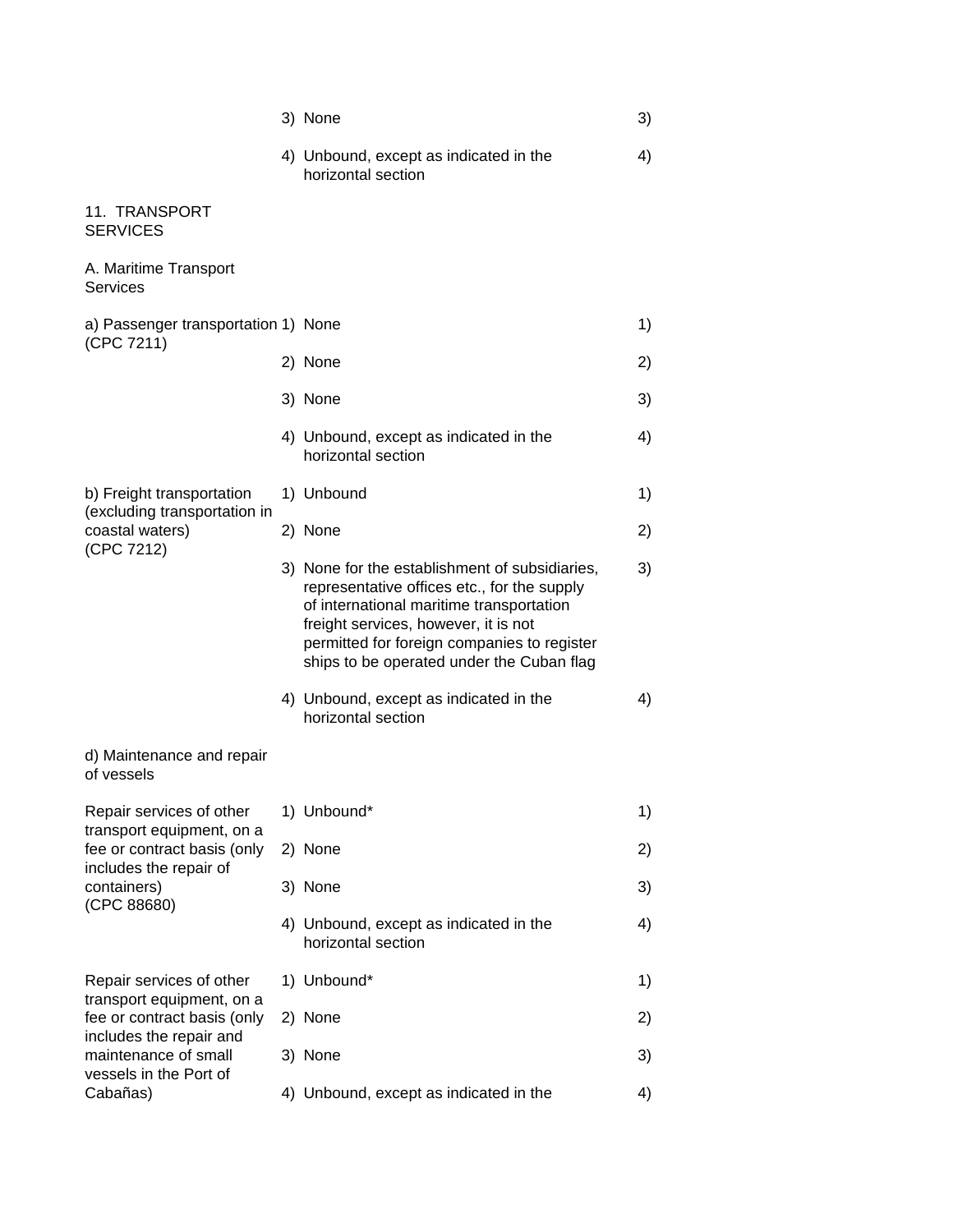| | | |
|---|---|---|
| | 3) None | 3) |
| | 4) Unbound, except as indicated in the horizontal section | 4) |
| 11. TRANSPORT SERVICES | | |
| A. Maritime Transport Services | | |
| a) Passenger transportation (CPC 7211) | 1) None | 1) |
| | 2) None | 2) |
| | 3) None | 3) |
| | 4) Unbound, except as indicated in the horizontal section | 4) |
| b) Freight transportation (excluding transportation in coastal waters) (CPC 7212) | 1) Unbound | 1) |
| | 2) None | 2) |
| | 3) None for the establishment of subsidiaries, representative offices etc., for the supply of international maritime transportation freight services, however, it is not permitted for foreign companies to register ships to be operated under the Cuban flag | 3) |
| | 4) Unbound, except as indicated in the horizontal section | 4) |
| d) Maintenance and repair of vessels | | |
| Repair services of other transport equipment, on a fee or contract basis (only includes the repair of containers) (CPC 88680) | 1) Unbound* | 1) |
| | 2) None | 2) |
| | 3) None | 3) |
| | 4) Unbound, except as indicated in the horizontal section | 4) |
| Repair services of other transport equipment, on a fee or contract basis (only includes the repair and maintenance of small vessels in the Port of Cabañas) | 1) Unbound* | 1) |
| | 2) None | 2) |
| | 3) None | 3) |
| | 4) Unbound, except as indicated in the | 4) |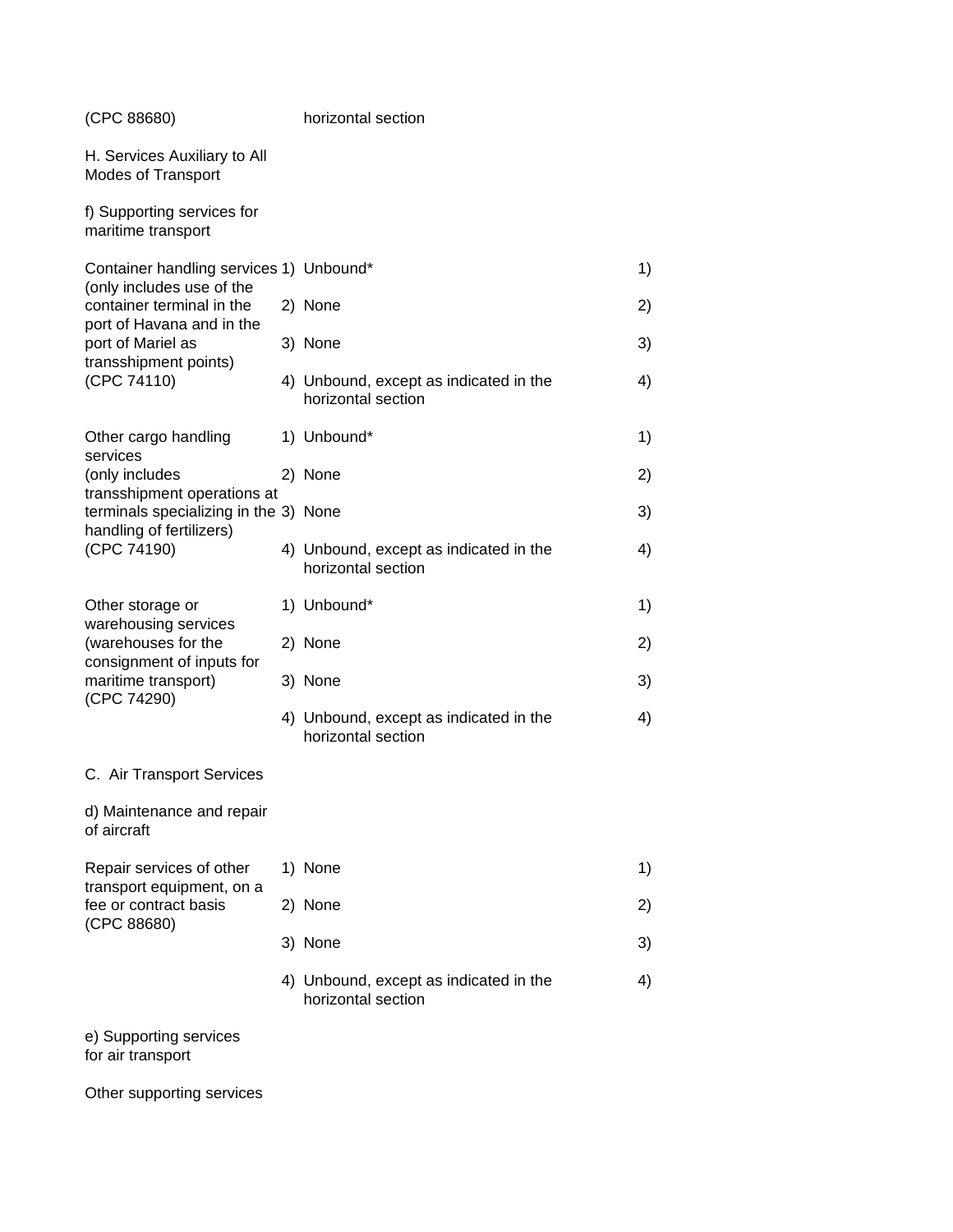| | | |
|---|---|---|
| (CPC 88680) | horizontal section | |
| H. Services Auxiliary to All Modes of Transport | | |
| f) Supporting services for maritime transport | | |
| Container handling services (only includes use of the container terminal in the port of Havana and in the port of Mariel as transshipment points) (CPC 74110) | 1) Unbound*<br>2) None<br>3) None<br>4) Unbound, except as indicated in the horizontal section | 1)<br>2)<br>3)<br>4) |
| Other cargo handling services (only includes transshipment operations at terminals specializing in the handling of fertilizers) (CPC 74190) | 1) Unbound*<br>2) None<br>3) None<br>4) Unbound, except as indicated in the horizontal section | 1)<br>2)<br>3)<br>4) |
| Other storage or warehousing services (warehouses for the consignment of inputs for maritime transport) (CPC 74290) | 1) Unbound*<br>2) None<br>3) None<br>4) Unbound, except as indicated in the horizontal section | 1)<br>2)<br>3)<br>4) |
| C. Air Transport Services | | |
| d) Maintenance and repair of aircraft | | |
| Repair services of other transport equipment, on a fee or contract basis (CPC 88680) | 1) None<br>2) None<br>3) None<br>4) Unbound, except as indicated in the horizontal section | 1)<br>2)<br>3)<br>4) |
| e) Supporting services for air transport | | |
| Other supporting services | | |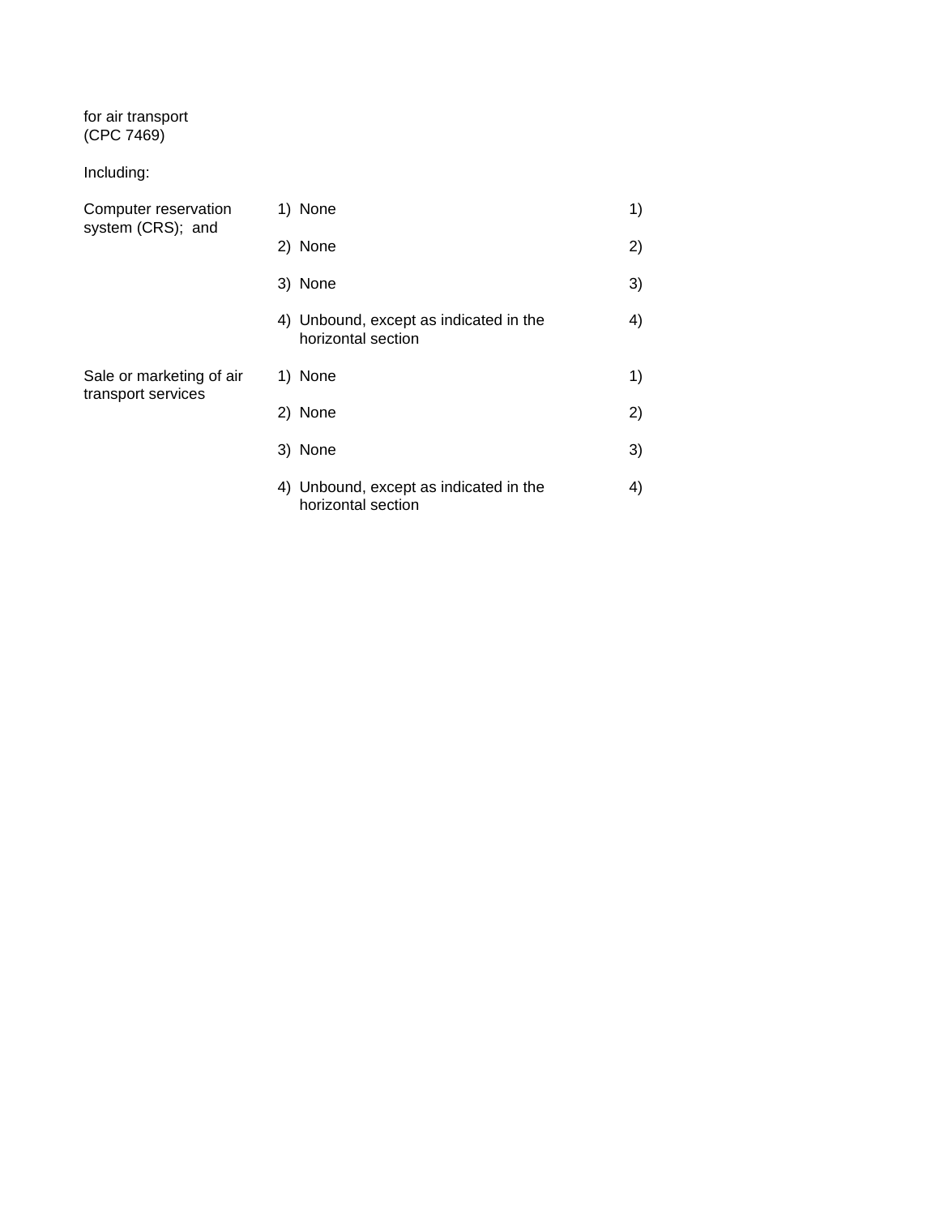| | | |
|---|---|---|
| for air transport<br>(CPC 7469)<br><br>Including: | | |
| Computer reservation system (CRS); and | 1) None | 1) |
| | 2) None | 2) |
| | 3) None | 3) |
| | 4) Unbound, except as indicated in the horizontal section | 4) |
| Sale or marketing of air transport services | 1) None | 1) |
| | 2) None | 2) |
| | 3) None | 3) |
| | 4) Unbound, except as indicated in the horizontal section | 4) |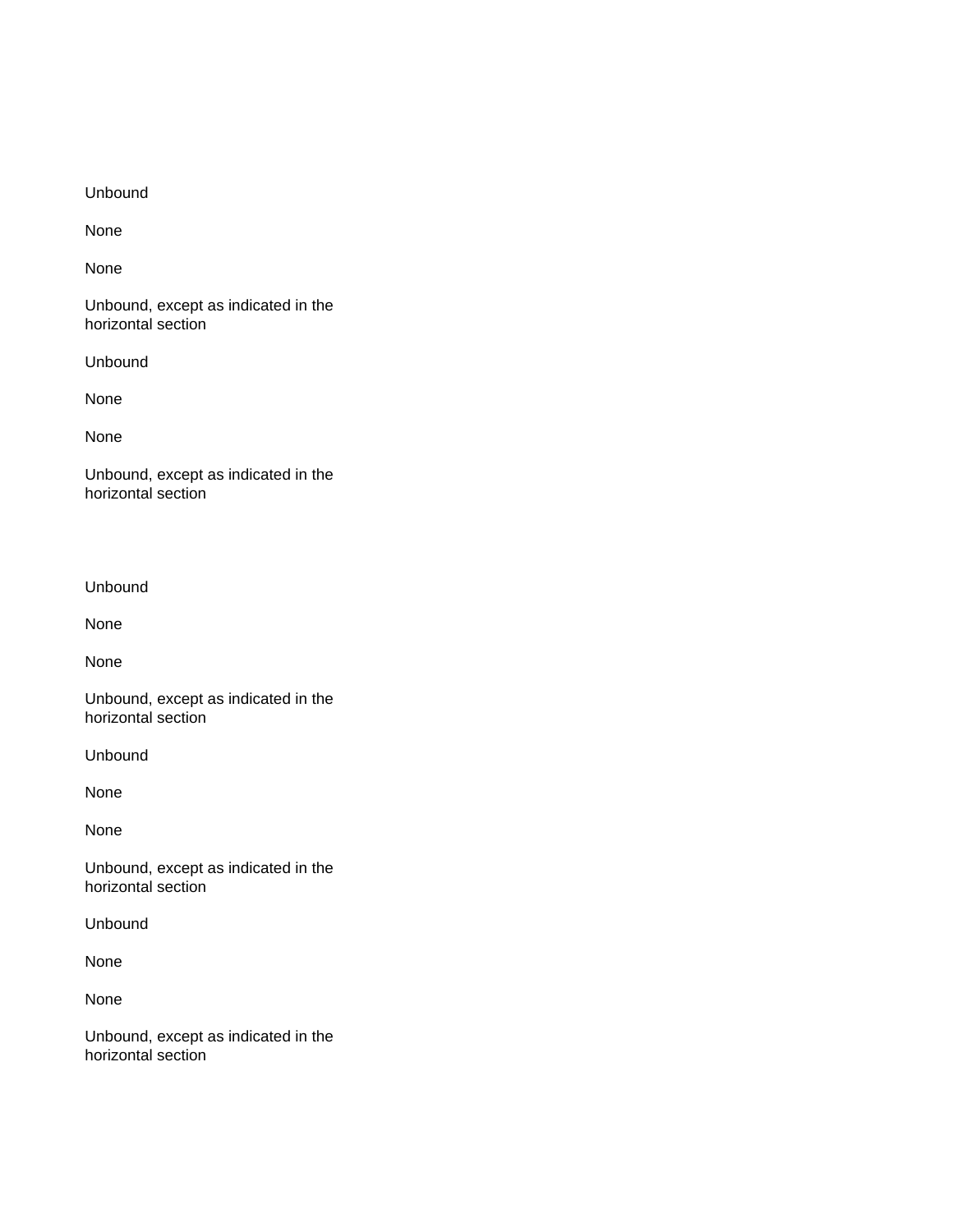Unbound

None

None

Unbound, except as indicated in the horizontal section

Unbound

None

None

Unbound, except as indicated in the horizontal section

Unbound

None

None

Unbound, except as indicated in the horizontal section

Unbound

None

None

Unbound, except as indicated in the horizontal section

Unbound

None

None

Unbound, except as indicated in the horizontal section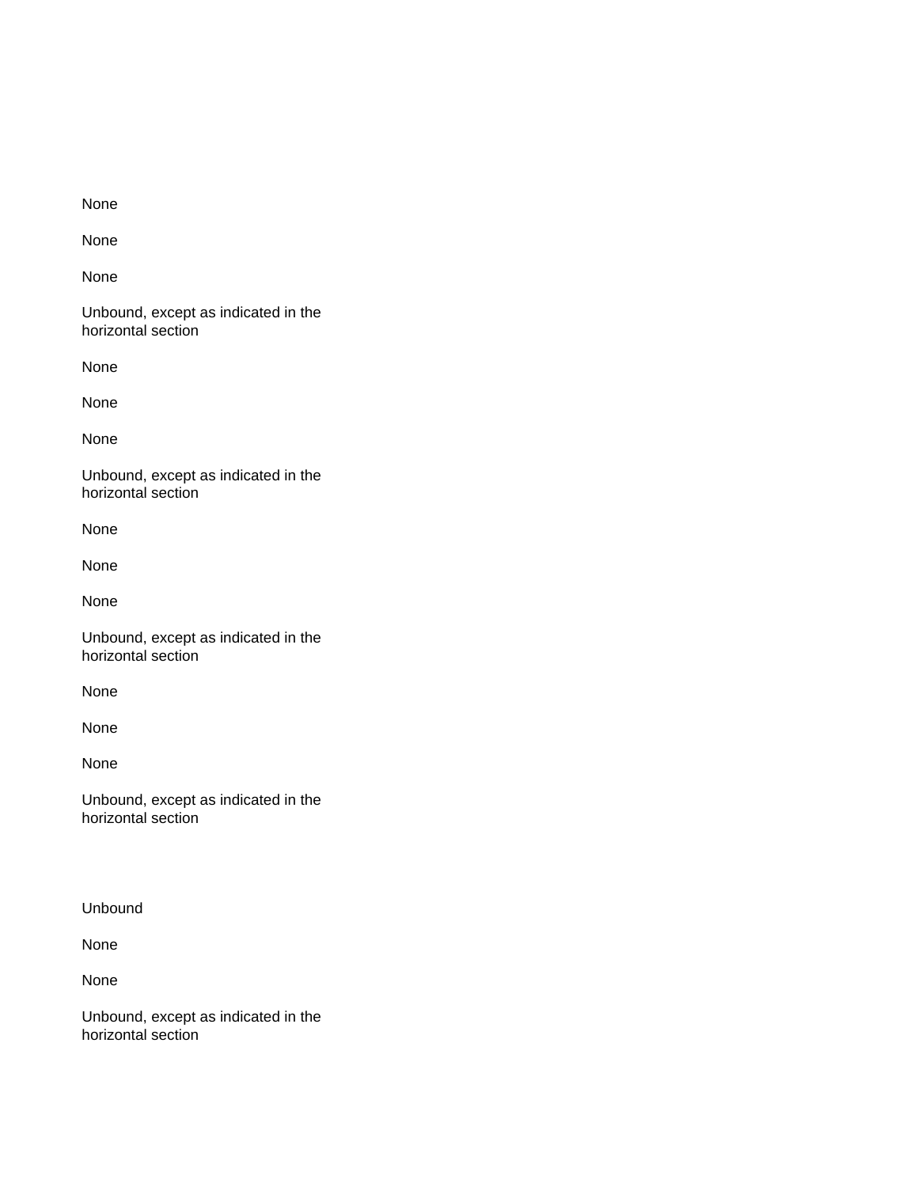None

None

None

Unbound, except as indicated in the horizontal section

None

None

None

Unbound, except as indicated in the horizontal section

None

None

None

Unbound, except as indicated in the horizontal section

None

None

None

Unbound, except as indicated in the horizontal section

Unbound

None

None

Unbound, except as indicated in the horizontal section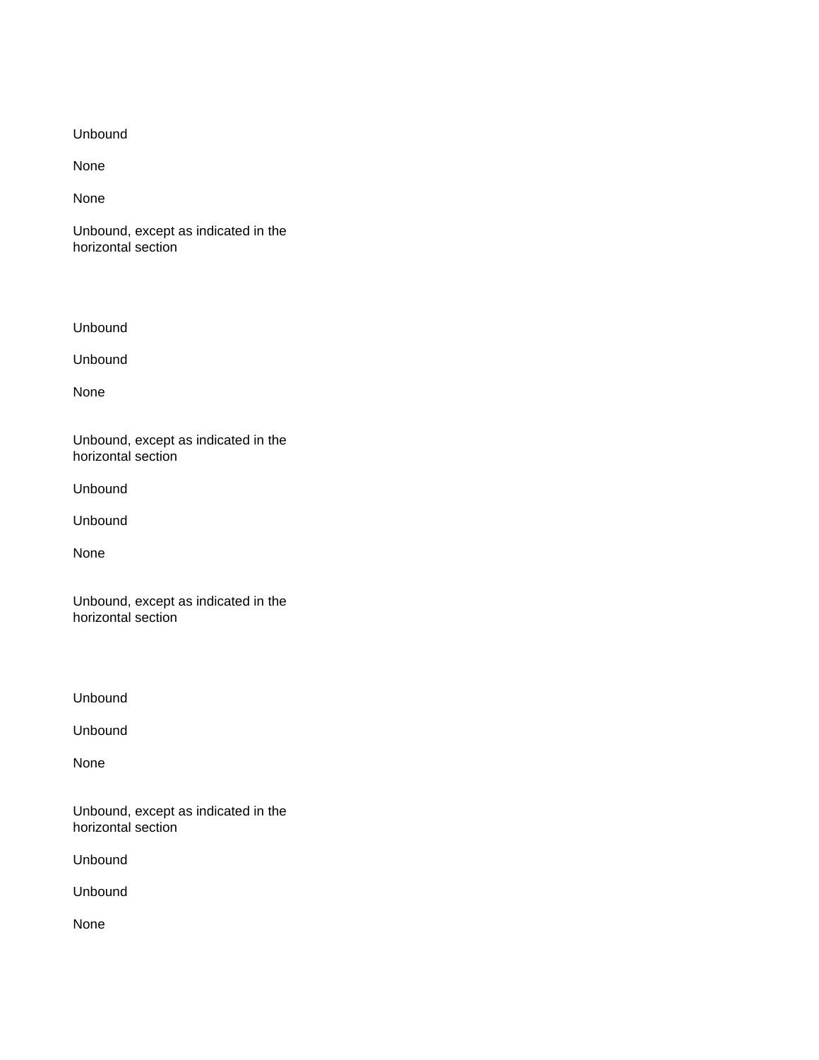Unbound

None

None

Unbound, except as indicated in the horizontal section

Unbound

Unbound

None

Unbound, except as indicated in the horizontal section

Unbound

Unbound

None

Unbound, except as indicated in the horizontal section

Unbound

Unbound

None

Unbound, except as indicated in the horizontal section

Unbound

Unbound

None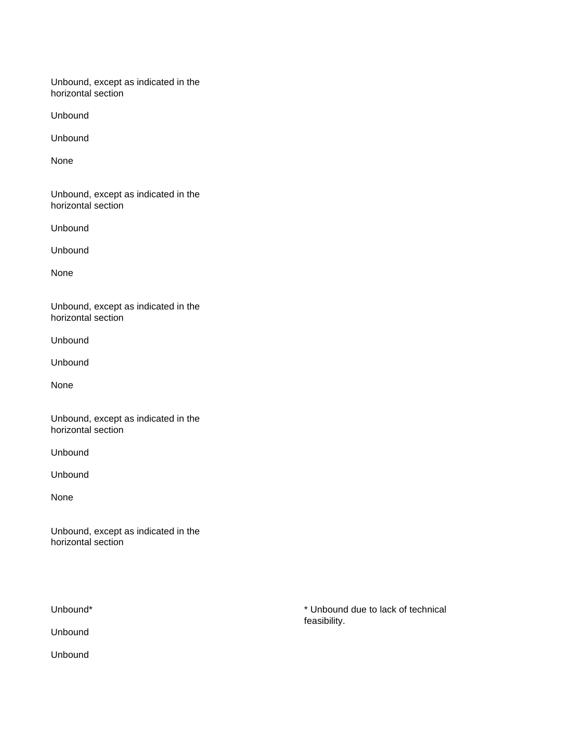Unbound, except as indicated in the horizontal section

Unbound

Unbound

None

Unbound, except as indicated in the horizontal section

Unbound

Unbound

None

Unbound, except as indicated in the horizontal section

Unbound

Unbound

None

Unbound, except as indicated in the horizontal section

Unbound

Unbound

None

Unbound, except as indicated in the horizontal section

| | |
|---|---|
| Unbound* | * Unbound due to lack of technical feasibility. |
| Unbound | |
| Unbound | |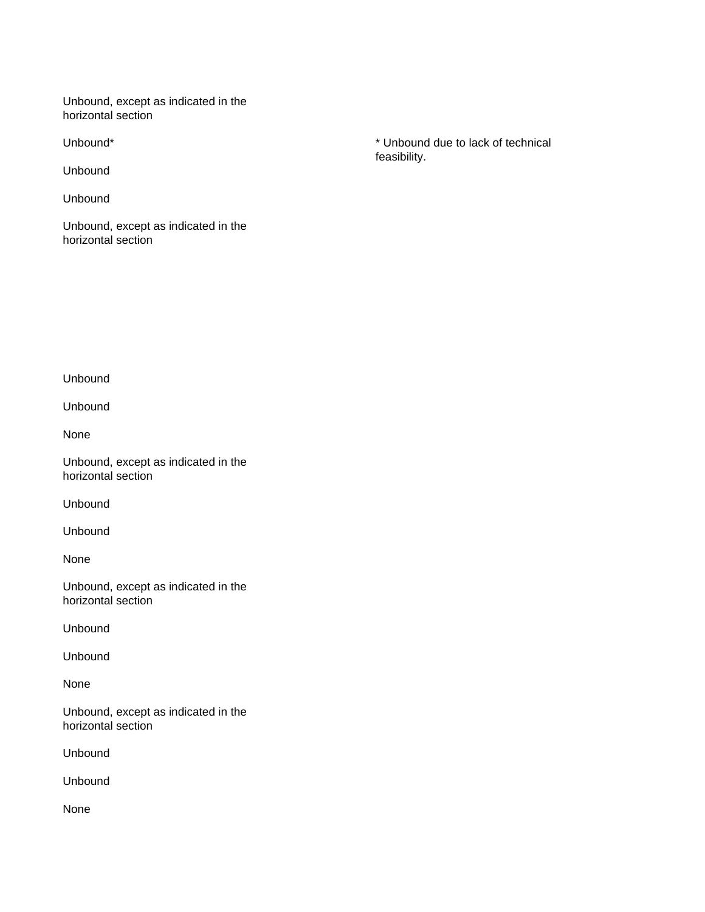Unbound, except as indicated in the horizontal section

Unbound*

* Unbound due to lack of technical feasibility.

Unbound

Unbound

Unbound, except as indicated in the horizontal section

Unbound

Unbound

None

Unbound, except as indicated in the horizontal section

Unbound

Unbound

None

Unbound, except as indicated in the horizontal section

Unbound

Unbound

None

Unbound, except as indicated in the horizontal section

Unbound

Unbound

None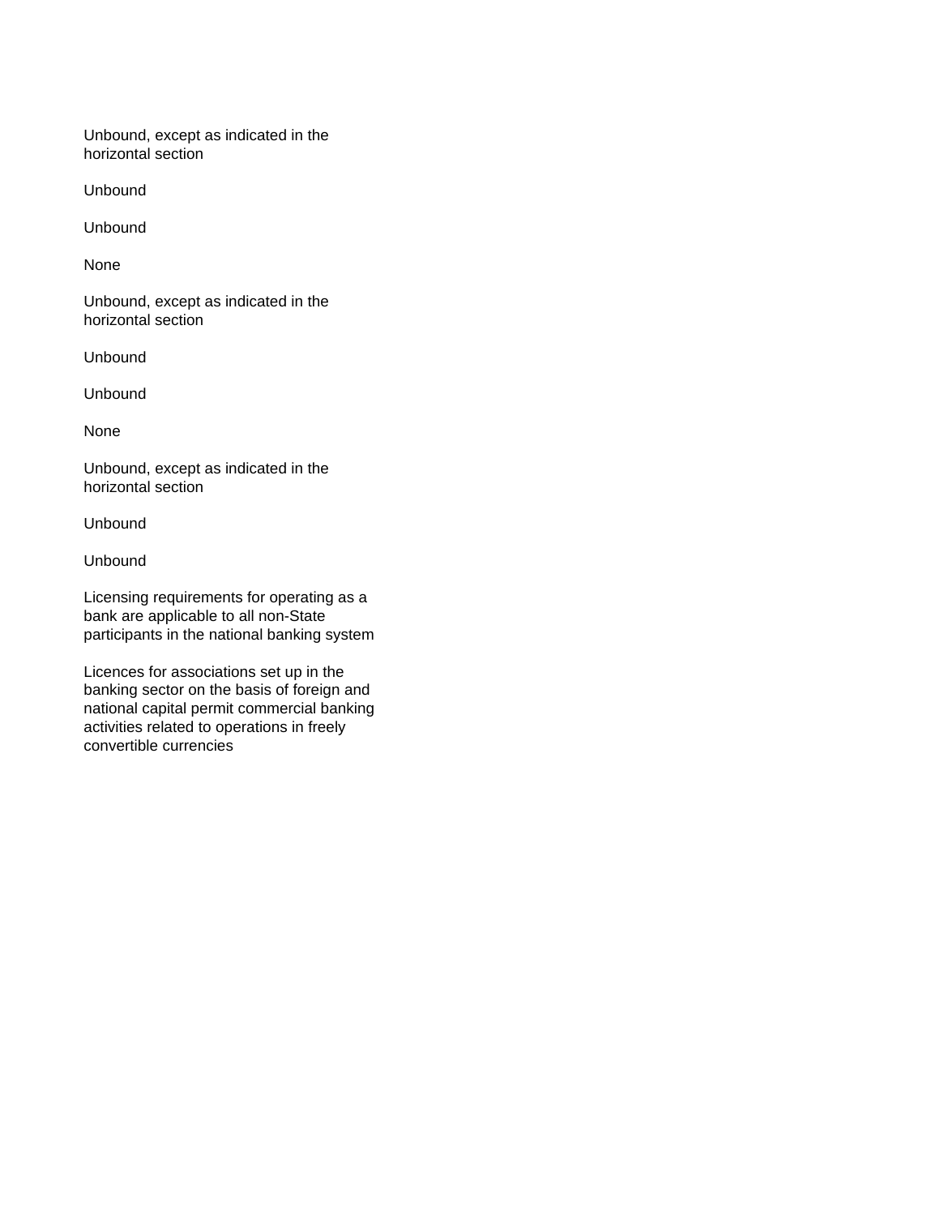Unbound, except as indicated in the horizontal section

Unbound

Unbound

None

Unbound, except as indicated in the horizontal section

Unbound

Unbound

None

Unbound, except as indicated in the horizontal section

Unbound

Unbound

Licensing requirements for operating as a bank are applicable to all non-State participants in the national banking system

Licences for associations set up in the banking sector on the basis of foreign and national capital permit commercial banking activities related to operations in freely convertible currencies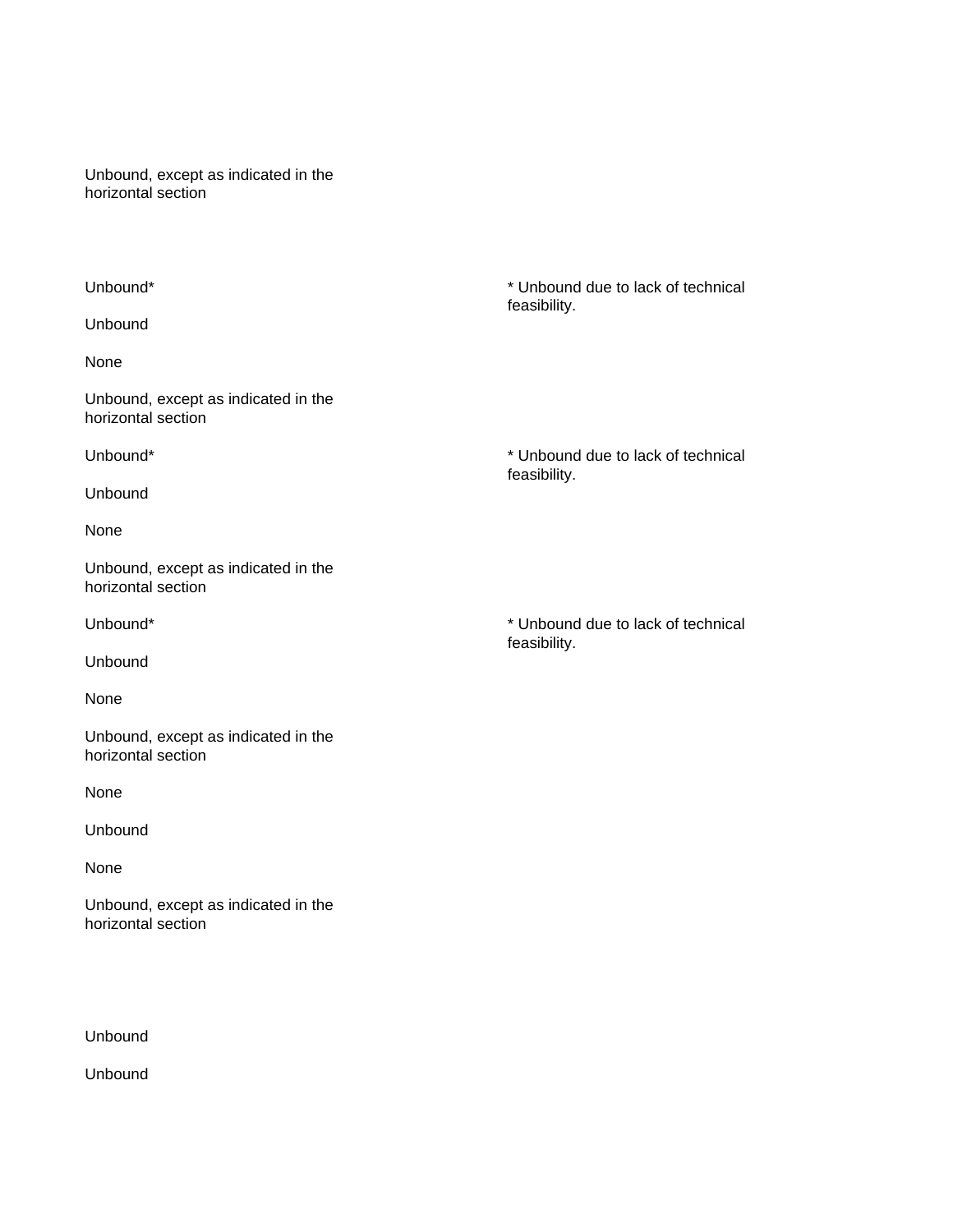| | |
|---|---|
| Unbound, except as indicated in the horizontal section | |
| Unbound* | * Unbound due to lack of technical feasibility. |
| Unbound | |
| None | |
| Unbound, except as indicated in the horizontal section | |
| Unbound* | * Unbound due to lack of technical feasibility. |
| Unbound | |
| None | |
| Unbound, except as indicated in the horizontal section | |
| Unbound* | * Unbound due to lack of technical feasibility. |
| Unbound | |
| None | |
| Unbound, except as indicated in the horizontal section | |
| None | |
| Unbound | |
| None | |
| Unbound, except as indicated in the horizontal section | |
| Unbound | |
| Unbound | |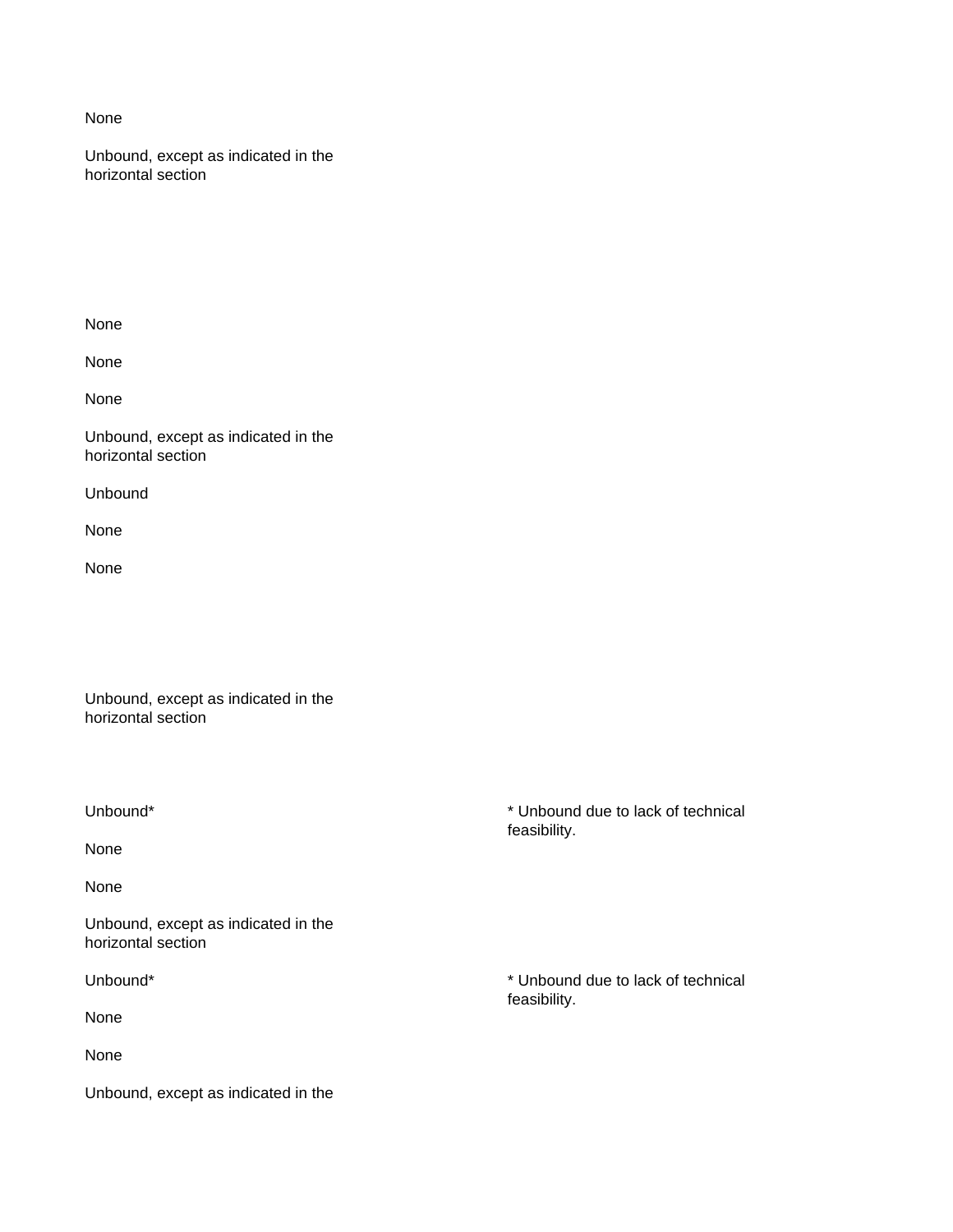None

Unbound, except as indicated in the horizontal section

None

None

None

Unbound, except as indicated in the horizontal section

Unbound

None

None

Unbound, except as indicated in the horizontal section

| | |
|---|---|
| Unbound* | * Unbound due to lack of technical feasibility. |
| None | |
| None | |
| Unbound, except as indicated in the horizontal section | |
| Unbound* | * Unbound due to lack of technical feasibility. |
| None | |
| None | |
| Unbound, except as indicated in the | |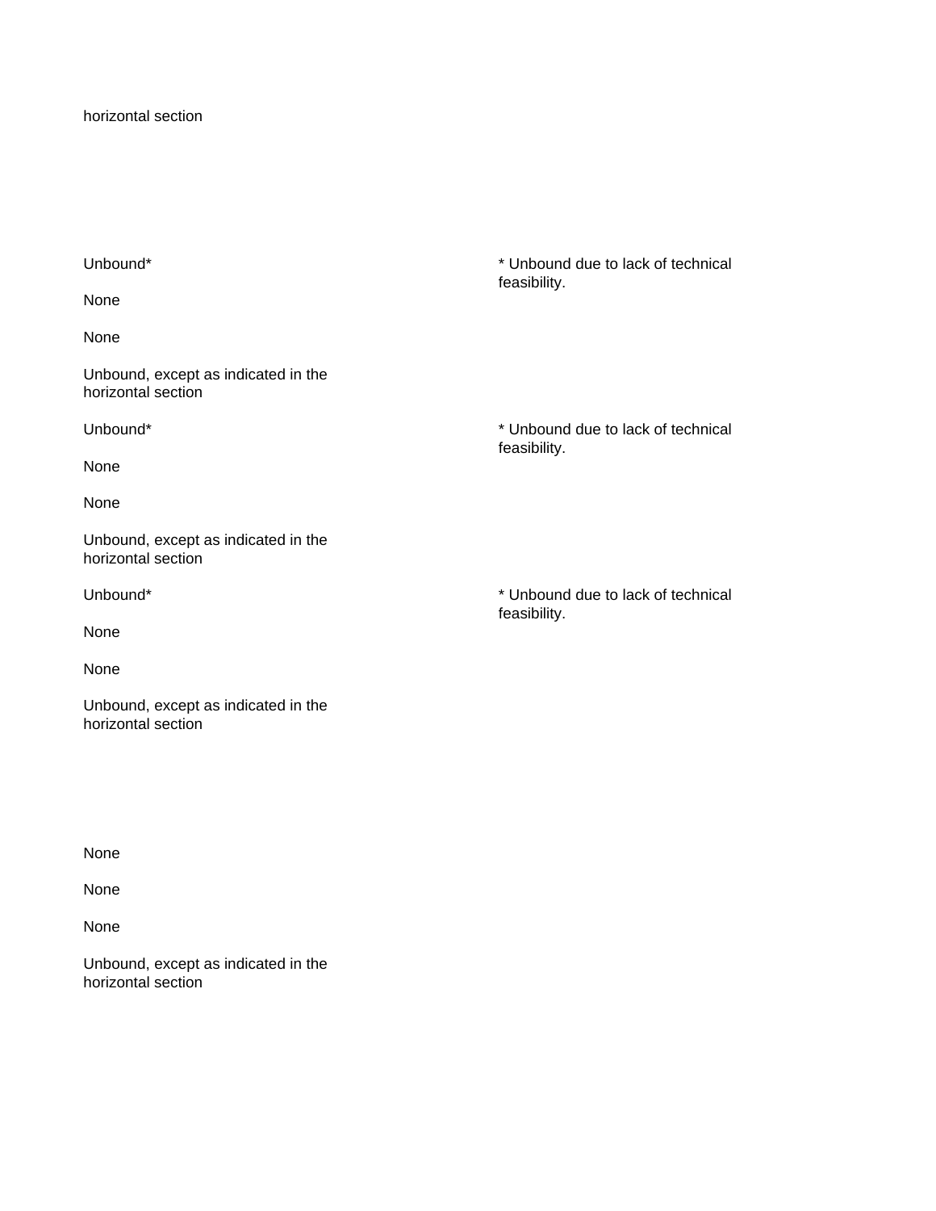horizontal section

| | |
|---|---|
| Unbound* | * Unbound due to lack of technical feasibility. |
| None | |
| None | |
| Unbound, except as indicated in the horizontal section | |
| Unbound* | * Unbound due to lack of technical feasibility. |
| None | |
| None | |
| Unbound, except as indicated in the horizontal section | |
| Unbound* | * Unbound due to lack of technical feasibility. |
| None | |
| None | |
| Unbound, except as indicated in the horizontal section | |
| None | |
| None | |
| None | |
| Unbound, except as indicated in the horizontal section | |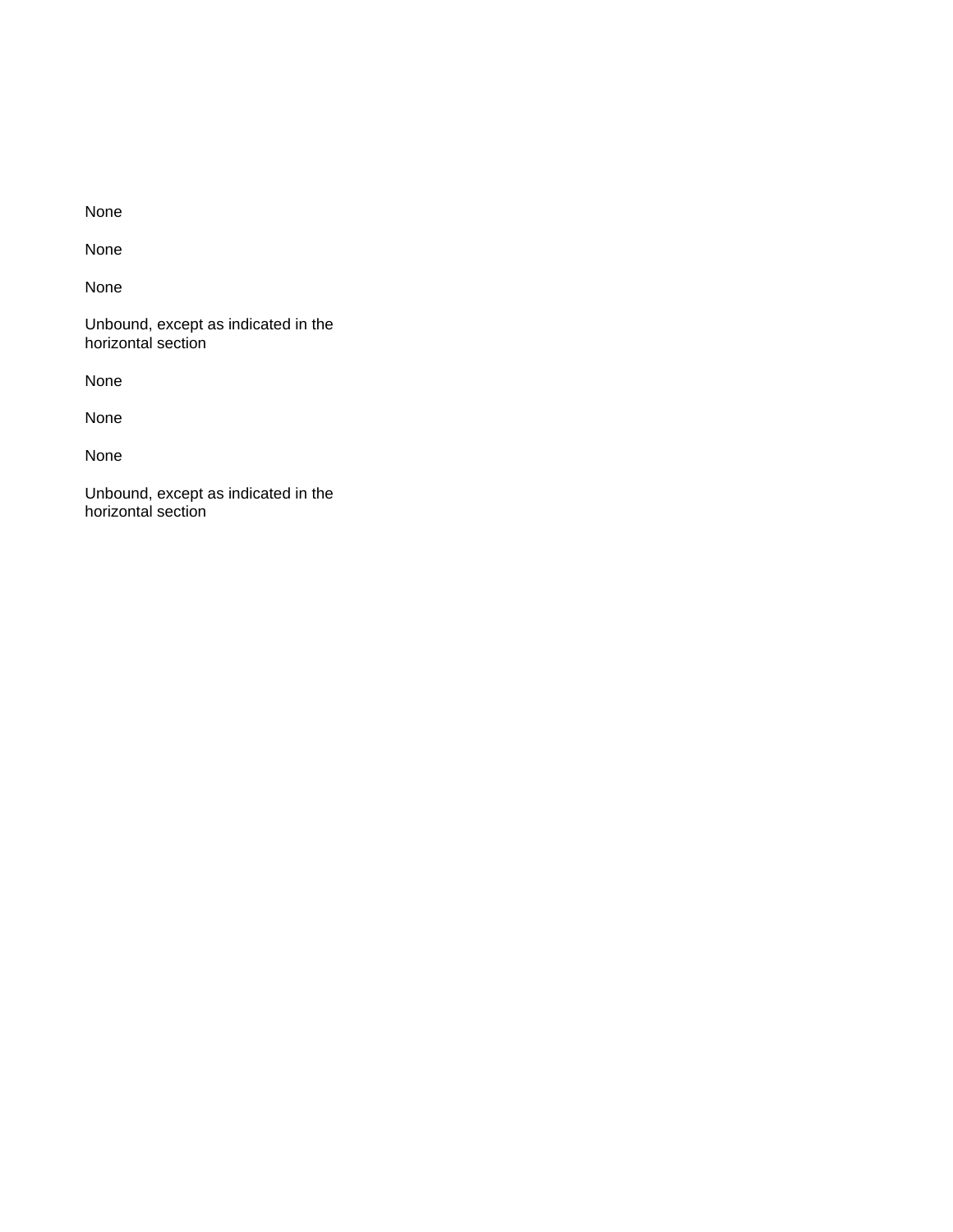None

None

None

Unbound, except as indicated in the horizontal section

None

None

None

Unbound, except as indicated in the horizontal section